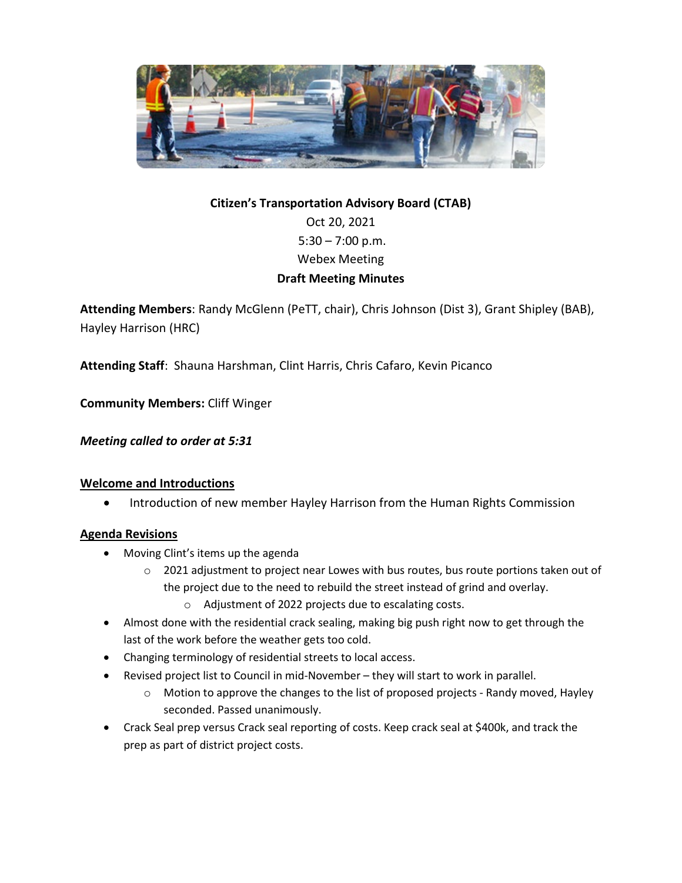**Citizen's Transportation Advisory Board (CTAB)**

Oct 20, 2021

5:30 – 7:00 p.m.

Webex Meeting

**Draft Meeting Minutes**

**Attending Members**: Randy McGlenn (PeTT, chair), Chris Johnson (Dist 3), Grant Shipley (BAB), Hayley Harrison (HRC)

**Attending Staff**: Shauna Harshman, Clint Harris, Chris Cafaro, Kevin Picanco

**Community Members:** Cliff Winger

***Meeting called to order at 5:31***

**Welcome and Introductions**

- Introduction of new member Hayley Harrison from the Human Rights Commission

**Agenda Revisions**

- Moving Clint's items up the agenda
  - 2021 adjustment to project near Lowes with bus routes, bus route portions taken out of the project due to the need to rebuild the street instead of grind and overlay.
    - Adjustment of 2022 projects due to escalating costs.
- Almost done with the residential crack sealing, making big push right now to get through the last of the work before the weather gets too cold.
- Changing terminology of residential streets to local access.
- Revised project list to Council in mid-November – they will start to work in parallel.
  - Motion to approve the changes to the list of proposed projects - Randy moved, Hayley seconded. Passed unanimously.
- Crack Seal prep versus Crack seal reporting of costs. Keep crack seal at $400k, and track the prep as part of district project costs.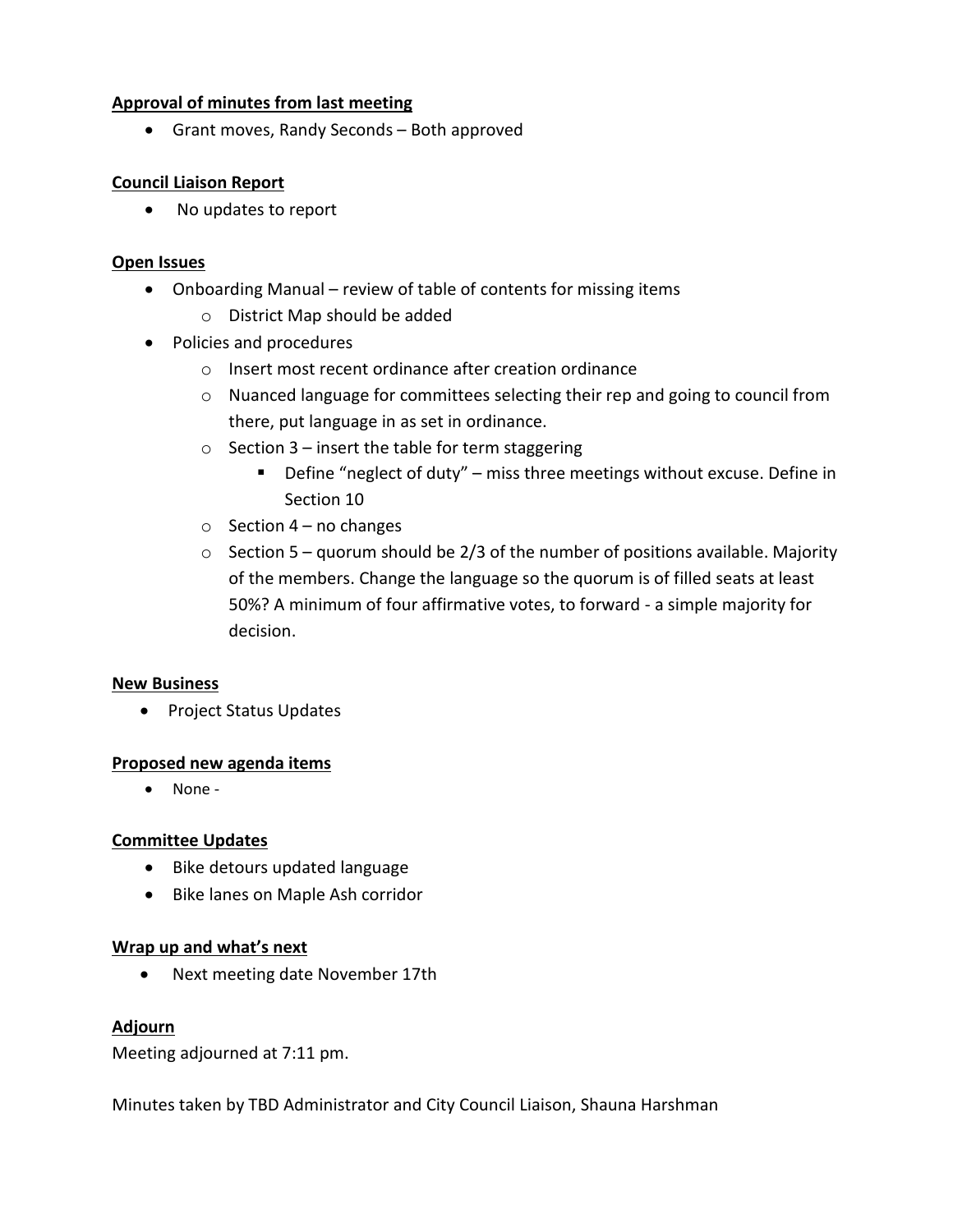**Approval of minutes from last meeting**

- Grant moves, Randy Seconds – Both approved

**Council Liaison Report**

- No updates to report

**Open Issues**

- Onboarding Manual – review of table of contents for missing items
  - District Map should be added
- Policies and procedures
  - Insert most recent ordinance after creation ordinance
  - Nuanced language for committees selecting their rep and going to council from there, put language in as set in ordinance.
  - Section 3 – insert the table for term staggering
    - Define "neglect of duty" – miss three meetings without excuse. Define in Section 10
  - Section 4 – no changes
  - Section 5 – quorum should be 2/3 of the number of positions available. Majority of the members. Change the language so the quorum is of filled seats at least 50%? A minimum of four affirmative votes, to forward - a simple majority for decision.

**New Business**

- Project Status Updates

**Proposed new agenda items**

- None -

**Committee Updates**

- Bike detours updated language
- Bike lanes on Maple Ash corridor

**Wrap up and what's next**

- Next meeting date November 17th

**Adjourn**

Meeting adjourned at 7:11 pm.

Minutes taken by TBD Administrator and City Council Liaison, Shauna Harshman